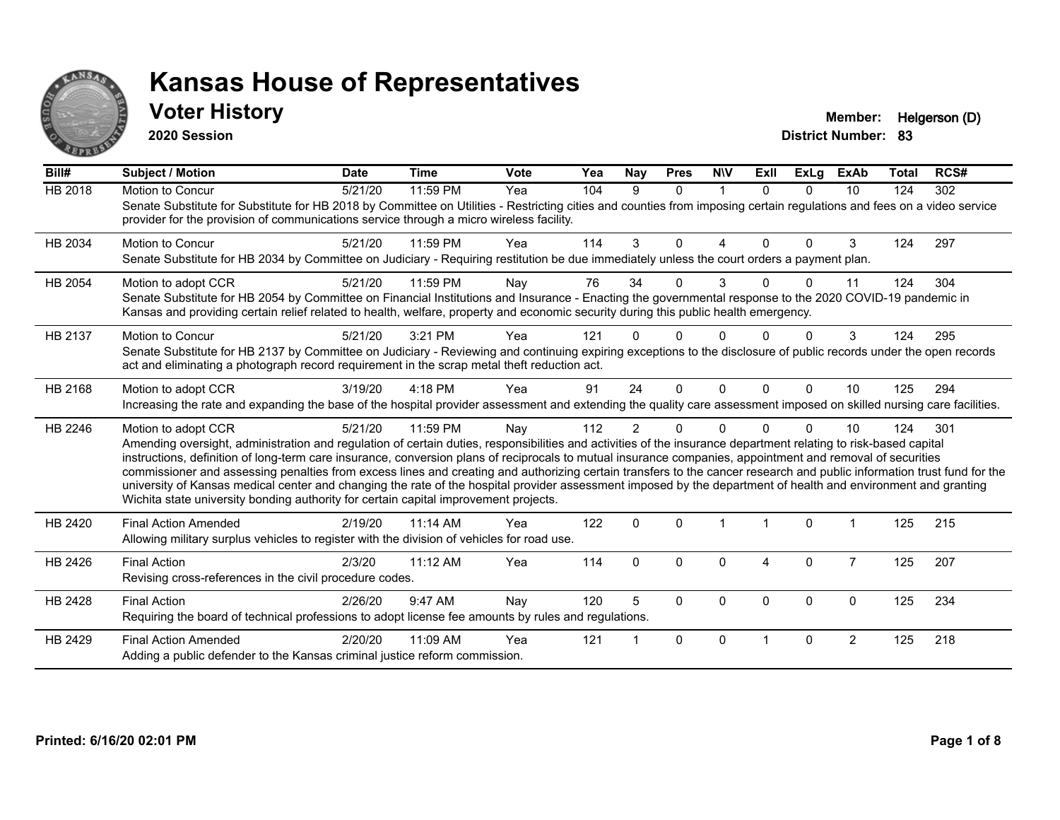# Kansas House of Representatives

## Voter History

**2020 Session**

**Member:** Helgerson (D)
**District Number:** 83

| Bill# | Subject / Motion | Date | Time | Vote | Yea | Nay | Pres | N\V | ExII | ExLg | ExAb | Total | RCS# |
|---|---|---|---|---|---|---|---|---|---|---|---|---|---|
| HB 2018 | Motion to Concur | 5/21/20 | 11:59 PM | Yea | 104 | 9 | 0 | 1 | 0 | 0 | 10 | 124 | 302 |
| | Senate Substitute for Substitute for HB 2018 by Committee on Utilities - Restricting cities and counties from imposing certain regulations and fees on a video service provider for the provision of communications service through a micro wireless facility. | | | | | | | | | | | | |
| HB 2034 | Motion to Concur | 5/21/20 | 11:59 PM | Yea | 114 | 3 | 0 | 4 | 0 | 0 | 3 | 124 | 297 |
| | Senate Substitute for HB 2034 by Committee on Judiciary - Requiring restitution be due immediately unless the court orders a payment plan. | | | | | | | | | | | | |
| HB 2054 | Motion to adopt CCR | 5/21/20 | 11:59 PM | Nay | 76 | 34 | 0 | 3 | 0 | 0 | 11 | 124 | 304 |
| | Senate Substitute for HB 2054 by Committee on Financial Institutions and Insurance - Enacting the governmental response to the 2020 COVID-19 pandemic in Kansas and providing certain relief related to health, welfare, property and economic security during this public health emergency. | | | | | | | | | | | | |
| HB 2137 | Motion to Concur | 5/21/20 | 3:21 PM | Yea | 121 | 0 | 0 | 0 | 0 | 0 | 3 | 124 | 295 |
| | Senate Substitute for HB 2137 by Committee on Judiciary - Reviewing and continuing expiring exceptions to the disclosure of public records under the open records act and eliminating a photograph record requirement in the scrap metal theft reduction act. | | | | | | | | | | | | |
| HB 2168 | Motion to adopt CCR | 3/19/20 | 4:18 PM | Yea | 91 | 24 | 0 | 0 | 0 | 0 | 10 | 125 | 294 |
| | Increasing the rate and expanding the base of the hospital provider assessment and extending the quality care assessment imposed on skilled nursing care facilities. | | | | | | | | | | | | |
| HB 2246 | Motion to adopt CCR | 5/21/20 | 11:59 PM | Nay | 112 | 2 | 0 | 0 | 0 | 0 | 10 | 124 | 301 |
| | Amending oversight, administration and regulation of certain duties, responsibilities and activities of the insurance department relating to risk-based capital instructions, definition of long-term care insurance, conversion plans of reciprocals to mutual insurance companies, appointment and removal of securities commissioner and assessing penalties from excess lines and creating and authorizing certain transfers to the cancer research and public information trust fund for the university of Kansas medical center and changing the rate of the hospital provider assessment imposed by the department of health and environment and granting Wichita state university bonding authority for certain capital improvement projects. | | | | | | | | | | | | |
| HB 2420 | Final Action Amended | 2/19/20 | 11:14 AM | Yea | 122 | 0 | 0 | 1 | 1 | 0 | 1 | 125 | 215 |
| | Allowing military surplus vehicles to register with the division of vehicles for road use. | | | | | | | | | | | | |
| HB 2426 | Final Action | 2/3/20 | 11:12 AM | Yea | 114 | 0 | 0 | 0 | 4 | 0 | 7 | 125 | 207 |
| | Revising cross-references in the civil procedure codes. | | | | | | | | | | | | |
| HB 2428 | Final Action | 2/26/20 | 9:47 AM | Nay | 120 | 5 | 0 | 0 | 0 | 0 | 0 | 125 | 234 |
| | Requiring the board of technical professions to adopt license fee amounts by rules and regulations. | | | | | | | | | | | | |
| HB 2429 | Final Action Amended | 2/20/20 | 11:09 AM | Yea | 121 | 1 | 0 | 0 | 1 | 0 | 2 | 125 | 218 |
| | Adding a public defender to the Kansas criminal justice reform commission. | | | | | | | | | | | | |

Printed: 6/16/20 02:01 PM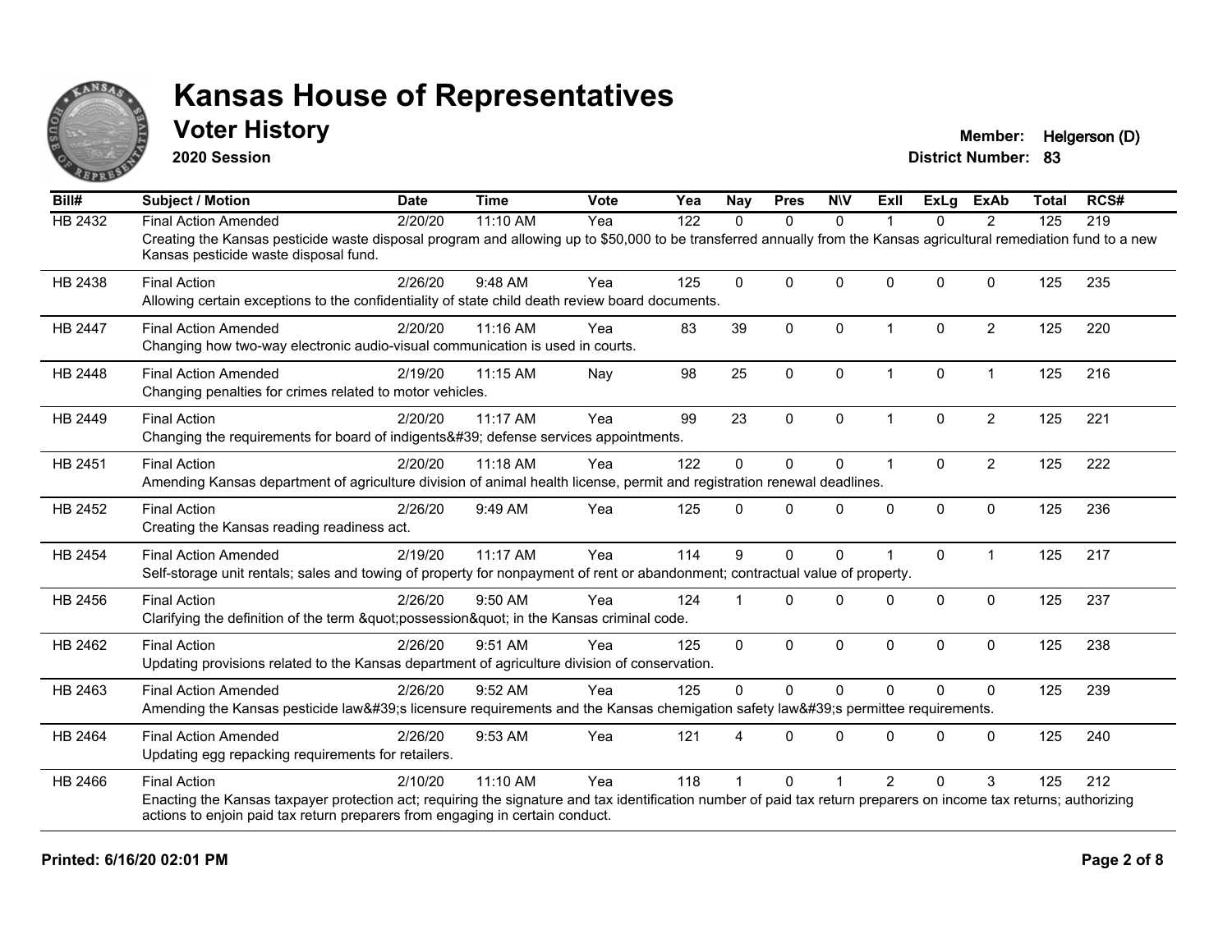# Kansas House of Representatives

## Voter History

**2020 Session**

**Member:** Helgerson (D)
**District Number:** 83

| Bill# | Subject / Motion | Date | Time | Vote | Yea | Nay | Pres | N\V | ExII | ExLg | ExAb | Total | RCS# |
|---|---|---|---|---|---|---|---|---|---|---|---|---|---|
| HB 2432 | Final Action Amended | 2/20/20 | 11:10 AM | Yea | 122 | 0 | 0 | 0 | 1 | 0 | 2 | 125 | 219 |
| | Creating the Kansas pesticide waste disposal program and allowing up to $50,000 to be transferred annually from the Kansas agricultural remediation fund to a new Kansas pesticide waste disposal fund. | | | | | | | | | | | | |
| HB 2438 | Final Action | 2/26/20 | 9:48 AM | Yea | 125 | 0 | 0 | 0 | 0 | 0 | 0 | 125 | 235 |
| | Allowing certain exceptions to the confidentiality of state child death review board documents. | | | | | | | | | | | | |
| HB 2447 | Final Action Amended | 2/20/20 | 11:16 AM | Yea | 83 | 39 | 0 | 0 | 1 | 0 | 2 | 125 | 220 |
| | Changing how two-way electronic audio-visual communication is used in courts. | | | | | | | | | | | | |
| HB 2448 | Final Action Amended | 2/19/20 | 11:15 AM | Nay | 98 | 25 | 0 | 0 | 1 | 0 | 1 | 125 | 216 |
| | Changing penalties for crimes related to motor vehicles. | | | | | | | | | | | | |
| HB 2449 | Final Action | 2/20/20 | 11:17 AM | Yea | 99 | 23 | 0 | 0 | 1 | 0 | 2 | 125 | 221 |
| | Changing the requirements for board of indigents&#39; defense services appointments. | | | | | | | | | | | | |
| HB 2451 | Final Action | 2/20/20 | 11:18 AM | Yea | 122 | 0 | 0 | 0 | 1 | 0 | 2 | 125 | 222 |
| | Amending Kansas department of agriculture division of animal health license, permit and registration renewal deadlines. | | | | | | | | | | | | |
| HB 2452 | Final Action | 2/26/20 | 9:49 AM | Yea | 125 | 0 | 0 | 0 | 0 | 0 | 0 | 125 | 236 |
| | Creating the Kansas reading readiness act. | | | | | | | | | | | | |
| HB 2454 | Final Action Amended | 2/19/20 | 11:17 AM | Yea | 114 | 9 | 0 | 0 | 1 | 0 | 1 | 125 | 217 |
| | Self-storage unit rentals; sales and towing of property for nonpayment of rent or abandonment; contractual value of property. | | | | | | | | | | | | |
| HB 2456 | Final Action | 2/26/20 | 9:50 AM | Yea | 124 | 1 | 0 | 0 | 0 | 0 | 0 | 125 | 237 |
| | Clarifying the definition of the term &quot;possession&quot; in the Kansas criminal code. | | | | | | | | | | | | |
| HB 2462 | Final Action | 2/26/20 | 9:51 AM | Yea | 125 | 0 | 0 | 0 | 0 | 0 | 0 | 125 | 238 |
| | Updating provisions related to the Kansas department of agriculture division of conservation. | | | | | | | | | | | | |
| HB 2463 | Final Action Amended | 2/26/20 | 9:52 AM | Yea | 125 | 0 | 0 | 0 | 0 | 0 | 0 | 125 | 239 |
| | Amending the Kansas pesticide law&#39;s licensure requirements and the Kansas chemigation safety law&#39;s permittee requirements. | | | | | | | | | | | | |
| HB 2464 | Final Action Amended | 2/26/20 | 9:53 AM | Yea | 121 | 4 | 0 | 0 | 0 | 0 | 0 | 125 | 240 |
| | Updating egg repacking requirements for retailers. | | | | | | | | | | | | |
| HB 2466 | Final Action | 2/10/20 | 11:10 AM | Yea | 118 | 1 | 0 | 1 | 2 | 0 | 3 | 125 | 212 |
| | Enacting the Kansas taxpayer protection act; requiring the signature and tax identification number of paid tax return preparers on income tax returns; authorizing actions to enjoin paid tax return preparers from engaging in certain conduct. | | | | | | | | | | | | |

**Printed: 6/16/20 02:01 PM**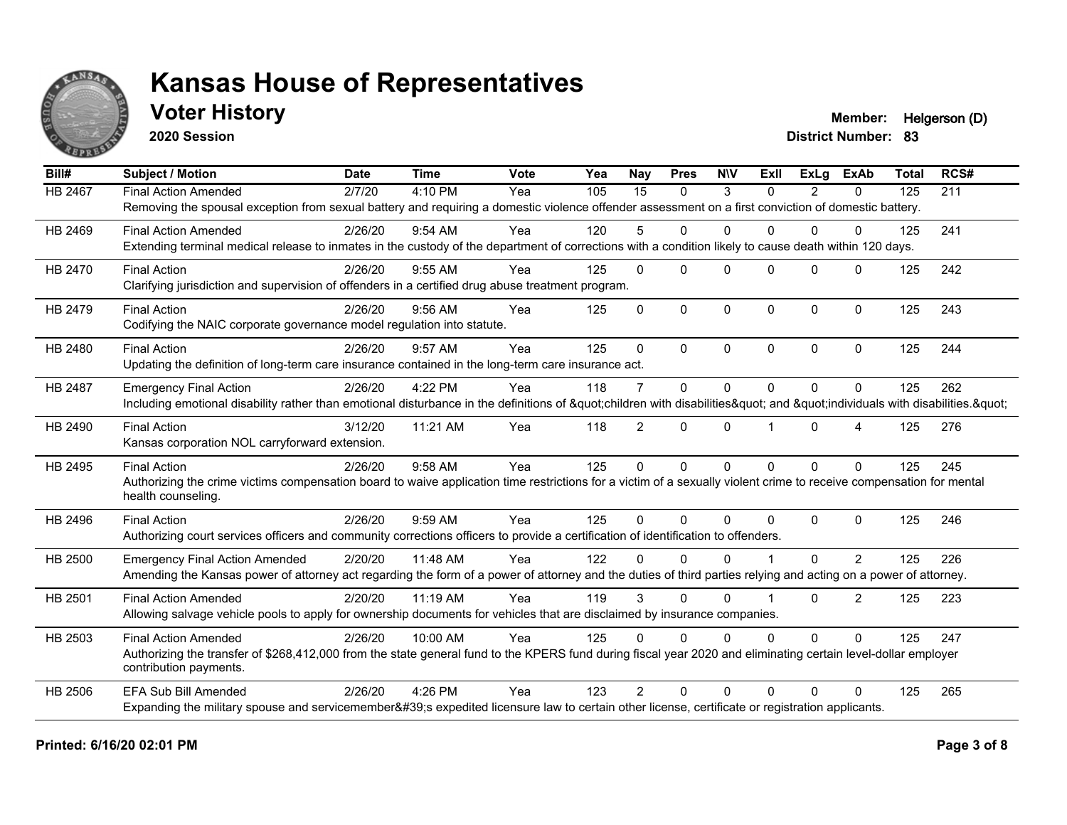# Kansas House of Representatives

## Voter History

**2020 Session**

**Member:** Helgerson (D)
**District Number:** 83

| Bill# | Subject / Motion | Date | Time | Vote | Yea | Nay | Pres | N\V | ExII | ExLg | ExAb | Total | RCS# |
|---|---|---|---|---|---|---|---|---|---|---|---|---|---|
| HB 2467 | Final Action Amended | 2/7/20 | 4:10 PM | Yea | 105 | 15 | 0 | 3 | 0 | 2 | 0 | 125 | 211 |
| | Removing the spousal exception from sexual battery and requiring a domestic violence offender assessment on a first conviction of domestic battery. | | | | | | | | | | | | |
| HB 2469 | Final Action Amended | 2/26/20 | 9:54 AM | Yea | 120 | 5 | 0 | 0 | 0 | 0 | 0 | 125 | 241 |
| | Extending terminal medical release to inmates in the custody of the department of corrections with a condition likely to cause death within 120 days. | | | | | | | | | | | | |
| HB 2470 | Final Action | 2/26/20 | 9:55 AM | Yea | 125 | 0 | 0 | 0 | 0 | 0 | 0 | 125 | 242 |
| | Clarifying jurisdiction and supervision of offenders in a certified drug abuse treatment program. | | | | | | | | | | | | |
| HB 2479 | Final Action | 2/26/20 | 9:56 AM | Yea | 125 | 0 | 0 | 0 | 0 | 0 | 0 | 125 | 243 |
| | Codifying the NAIC corporate governance model regulation into statute. | | | | | | | | | | | | |
| HB 2480 | Final Action | 2/26/20 | 9:57 AM | Yea | 125 | 0 | 0 | 0 | 0 | 0 | 0 | 125 | 244 |
| | Updating the definition of long-term care insurance contained in the long-term care insurance act. | | | | | | | | | | | | |
| HB 2487 | Emergency Final Action | 2/26/20 | 4:22 PM | Yea | 118 | 7 | 0 | 0 | 0 | 0 | 0 | 125 | 262 |
| | Including emotional disability rather than emotional disturbance in the definitions of &quot;children with disabilities&quot; and &quot;individuals with disabilities.&quot; | | | | | | | | | | | | |
| HB 2490 | Final Action | 3/12/20 | 11:21 AM | Yea | 118 | 2 | 0 | 0 | 1 | 0 | 4 | 125 | 276 |
| | Kansas corporation NOL carryforward extension. | | | | | | | | | | | | |
| HB 2495 | Final Action | 2/26/20 | 9:58 AM | Yea | 125 | 0 | 0 | 0 | 0 | 0 | 0 | 125 | 245 |
| | Authorizing the crime victims compensation board to waive application time restrictions for a victim of a sexually violent crime to receive compensation for mental health counseling. | | | | | | | | | | | | |
| HB 2496 | Final Action | 2/26/20 | 9:59 AM | Yea | 125 | 0 | 0 | 0 | 0 | 0 | 0 | 125 | 246 |
| | Authorizing court services officers and community corrections officers to provide a certification of identification to offenders. | | | | | | | | | | | | |
| HB 2500 | Emergency Final Action Amended | 2/20/20 | 11:48 AM | Yea | 122 | 0 | 0 | 0 | 1 | 0 | 2 | 125 | 226 |
| | Amending the Kansas power of attorney act regarding the form of a power of attorney and the duties of third parties relying and acting on a power of attorney. | | | | | | | | | | | | |
| HB 2501 | Final Action Amended | 2/20/20 | 11:19 AM | Yea | 119 | 3 | 0 | 0 | 1 | 0 | 2 | 125 | 223 |
| | Allowing salvage vehicle pools to apply for ownership documents for vehicles that are disclaimed by insurance companies. | | | | | | | | | | | | |
| HB 2503 | Final Action Amended | 2/26/20 | 10:00 AM | Yea | 125 | 0 | 0 | 0 | 0 | 0 | 0 | 125 | 247 |
| | Authorizing the transfer of $268,412,000 from the state general fund to the KPERS fund during fiscal year 2020 and eliminating certain level-dollar employer contribution payments. | | | | | | | | | | | | |
| HB 2506 | EFA Sub Bill Amended | 2/26/20 | 4:26 PM | Yea | 123 | 2 | 0 | 0 | 0 | 0 | 0 | 125 | 265 |
| | Expanding the military spouse and servicemember&#39;s expedited licensure law to certain other license, certificate or registration applicants. | | | | | | | | | | | | |

**Printed: 6/16/20 02:01 PM**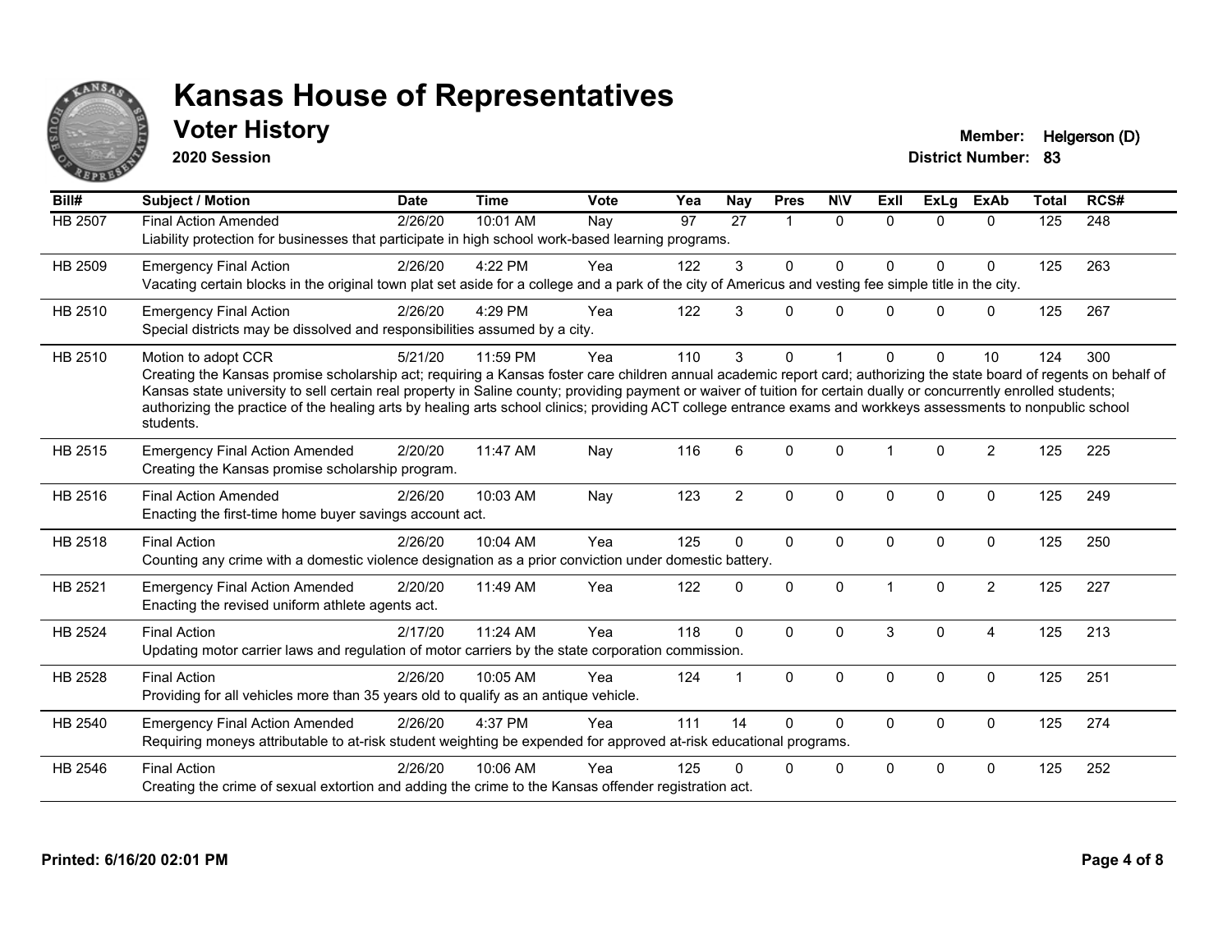# Kansas House of Representatives

## Voter History

**2020 Session**

**Member:** Helgerson (D)
**District Number:** 83

| Bill# | Subject / Motion | Date | Time | Vote | Yea | Nay | Pres | N\V | ExII | ExLg | ExAb | Total | RCS# |
|---|---|---|---|---|---|---|---|---|---|---|---|---|---|
| HB 2507 | Final Action Amended | 2/26/20 | 10:01 AM | Nay | 97 | 27 | 1 | 0 | 0 | 0 | 0 | 125 | 248 |
| | Liability protection for businesses that participate in high school work-based learning programs. | | | | | | | | | | | | |
| HB 2509 | Emergency Final Action | 2/26/20 | 4:22 PM | Yea | 122 | 3 | 0 | 0 | 0 | 0 | 0 | 125 | 263 |
| | Vacating certain blocks in the original town plat set aside for a college and a park of the city of Americus and vesting fee simple title in the city. | | | | | | | | | | | | |
| HB 2510 | Emergency Final Action | 2/26/20 | 4:29 PM | Yea | 122 | 3 | 0 | 0 | 0 | 0 | 0 | 125 | 267 |
| | Special districts may be dissolved and responsibilities assumed by a city. | | | | | | | | | | | | |
| HB 2510 | Motion to adopt CCR | 5/21/20 | 11:59 PM | Yea | 110 | 3 | 0 | 1 | 0 | 0 | 10 | 124 | 300 |
| | Creating the Kansas promise scholarship act; requiring a Kansas foster care children annual academic report card; authorizing the state board of regents on behalf of Kansas state university to sell certain real property in Saline county; providing payment or waiver of tuition for certain dually or concurrently enrolled students; authorizing the practice of the healing arts by healing arts school clinics; providing ACT college entrance exams and workkeys assessments to nonpublic school students. | | | | | | | | | | | | |
| HB 2515 | Emergency Final Action Amended | 2/20/20 | 11:47 AM | Nay | 116 | 6 | 0 | 0 | 1 | 0 | 2 | 125 | 225 |
| | Creating the Kansas promise scholarship program. | | | | | | | | | | | | |
| HB 2516 | Final Action Amended | 2/26/20 | 10:03 AM | Nay | 123 | 2 | 0 | 0 | 0 | 0 | 0 | 125 | 249 |
| | Enacting the first-time home buyer savings account act. | | | | | | | | | | | | |
| HB 2518 | Final Action | 2/26/20 | 10:04 AM | Yea | 125 | 0 | 0 | 0 | 0 | 0 | 0 | 125 | 250 |
| | Counting any crime with a domestic violence designation as a prior conviction under domestic battery. | | | | | | | | | | | | |
| HB 2521 | Emergency Final Action Amended | 2/20/20 | 11:49 AM | Yea | 122 | 0 | 0 | 0 | 1 | 0 | 2 | 125 | 227 |
| | Enacting the revised uniform athlete agents act. | | | | | | | | | | | | |
| HB 2524 | Final Action | 2/17/20 | 11:24 AM | Yea | 118 | 0 | 0 | 0 | 3 | 0 | 4 | 125 | 213 |
| | Updating motor carrier laws and regulation of motor carriers by the state corporation commission. | | | | | | | | | | | | |
| HB 2528 | Final Action | 2/26/20 | 10:05 AM | Yea | 124 | 1 | 0 | 0 | 0 | 0 | 0 | 125 | 251 |
| | Providing for all vehicles more than 35 years old to qualify as an antique vehicle. | | | | | | | | | | | | |
| HB 2540 | Emergency Final Action Amended | 2/26/20 | 4:37 PM | Yea | 111 | 14 | 0 | 0 | 0 | 0 | 0 | 125 | 274 |
| | Requiring moneys attributable to at-risk student weighting be expended for approved at-risk educational programs. | | | | | | | | | | | | |
| HB 2546 | Final Action | 2/26/20 | 10:06 AM | Yea | 125 | 0 | 0 | 0 | 0 | 0 | 0 | 125 | 252 |
| | Creating the crime of sexual extortion and adding the crime to the Kansas offender registration act. | | | | | | | | | | | | |

**Printed: 6/16/20 02:01 PM**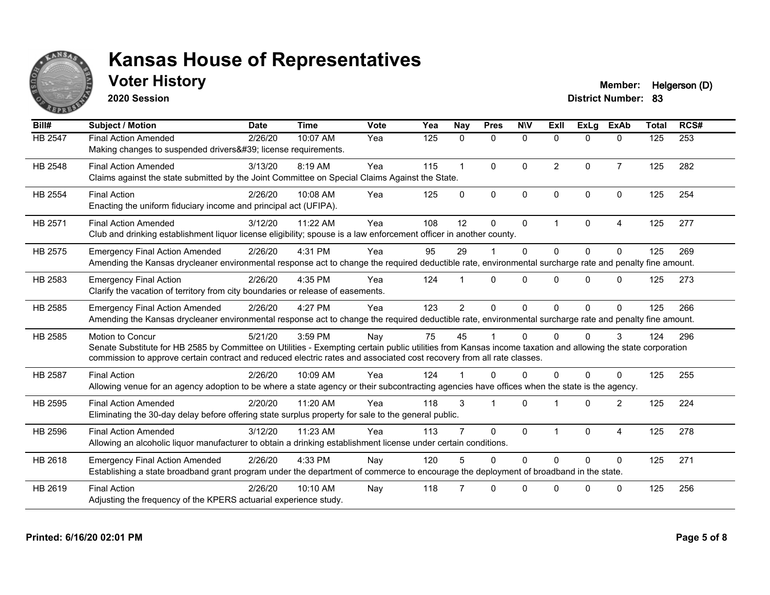# Kansas House of Representatives

## Voter History

**2020 Session**

**Member:** Helgerson (D)
**District Number:** 83

| Bill# | Subject / Motion | Date | Time | Vote | Yea | Nay | Pres | N\V | ExII | ExLg | ExAb | Total | RCS# |
|---|---|---|---|---|---|---|---|---|---|---|---|---|---|
| HB 2547 | Final Action Amended | 2/26/20 | 10:07 AM | Yea | 125 | 0 | 0 | 0 | 0 | 0 | 0 | 125 | 253 |
| | Making changes to suspended drivers&#39; license requirements. | | | | | | | | | | | | |
| HB 2548 | Final Action Amended | 3/13/20 | 8:19 AM | Yea | 115 | 1 | 0 | 0 | 2 | 0 | 7 | 125 | 282 |
| | Claims against the state submitted by the Joint Committee on Special Claims Against the State. | | | | | | | | | | | | |
| HB 2554 | Final Action | 2/26/20 | 10:08 AM | Yea | 125 | 0 | 0 | 0 | 0 | 0 | 0 | 125 | 254 |
| | Enacting the uniform fiduciary income and principal act (UFIPA). | | | | | | | | | | | | |
| HB 2571 | Final Action Amended | 3/12/20 | 11:22 AM | Yea | 108 | 12 | 0 | 0 | 1 | 0 | 4 | 125 | 277 |
| | Club and drinking establishment liquor license eligibility; spouse is a law enforcement officer in another county. | | | | | | | | | | | | |
| HB 2575 | Emergency Final Action Amended | 2/26/20 | 4:31 PM | Yea | 95 | 29 | 1 | 0 | 0 | 0 | 0 | 125 | 269 |
| | Amending the Kansas drycleaner environmental response act to change the required deductible rate, environmental surcharge rate and penalty fine amount. | | | | | | | | | | | | |
| HB 2583 | Emergency Final Action | 2/26/20 | 4:35 PM | Yea | 124 | 1 | 0 | 0 | 0 | 0 | 0 | 125 | 273 |
| | Clarify the vacation of territory from city boundaries or release of easements. | | | | | | | | | | | | |
| HB 2585 | Emergency Final Action Amended | 2/26/20 | 4:27 PM | Yea | 123 | 2 | 0 | 0 | 0 | 0 | 0 | 125 | 266 |
| | Amending the Kansas drycleaner environmental response act to change the required deductible rate, environmental surcharge rate and penalty fine amount. | | | | | | | | | | | | |
| HB 2585 | Motion to Concur | 5/21/20 | 3:59 PM | Nay | 75 | 45 | 1 | 0 | 0 | 0 | 3 | 124 | 296 |
| | Senate Substitute for HB 2585 by Committee on Utilities - Exempting certain public utilities from Kansas income taxation and allowing the state corporation commission to approve certain contract and reduced electric rates and associated cost recovery from all rate classes. | | | | | | | | | | | | |
| HB 2587 | Final Action | 2/26/20 | 10:09 AM | Yea | 124 | 1 | 0 | 0 | 0 | 0 | 0 | 125 | 255 |
| | Allowing venue for an agency adoption to be where a state agency or their subcontracting agencies have offices when the state is the agency. | | | | | | | | | | | | |
| HB 2595 | Final Action Amended | 2/20/20 | 11:20 AM | Yea | 118 | 3 | 1 | 0 | 1 | 0 | 2 | 125 | 224 |
| | Eliminating the 30-day delay before offering state surplus property for sale to the general public. | | | | | | | | | | | | |
| HB 2596 | Final Action Amended | 3/12/20 | 11:23 AM | Yea | 113 | 7 | 0 | 0 | 1 | 0 | 4 | 125 | 278 |
| | Allowing an alcoholic liquor manufacturer to obtain a drinking establishment license under certain conditions. | | | | | | | | | | | | |
| HB 2618 | Emergency Final Action Amended | 2/26/20 | 4:33 PM | Nay | 120 | 5 | 0 | 0 | 0 | 0 | 0 | 125 | 271 |
| | Establishing a state broadband grant program under the department of commerce to encourage the deployment of broadband in the state. | | | | | | | | | | | | |
| HB 2619 | Final Action | 2/26/20 | 10:10 AM | Nay | 118 | 7 | 0 | 0 | 0 | 0 | 0 | 125 | 256 |
| | Adjusting the frequency of the KPERS actuarial experience study. | | | | | | | | | | | | |

**Printed: 6/16/20 02:01 PM**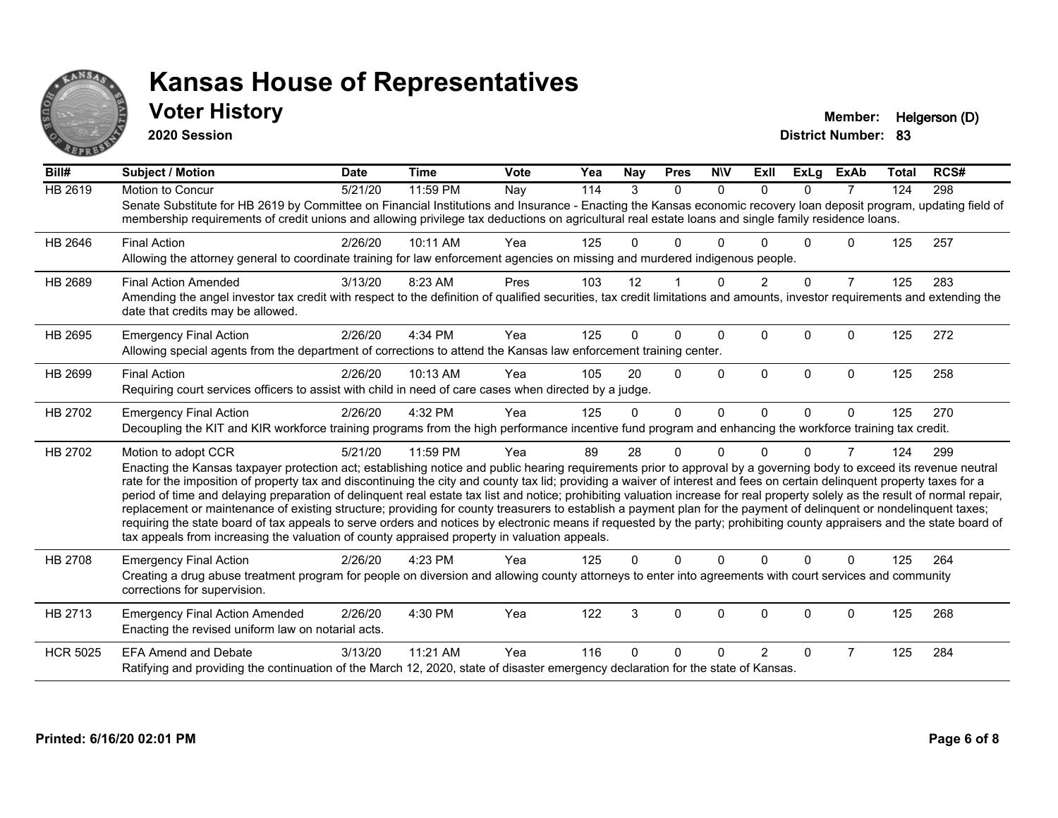# Kansas House of Representatives

## Voter History

**2020 Session**

**Member:** Helgerson (D)
**District Number:** 83

| Bill# | Subject / Motion | Date | Time | Vote | Yea | Nay | Pres | N\V | ExII | ExLg | ExAb | Total | RCS# |
|---|---|---|---|---|---|---|---|---|---|---|---|---|---|
| HB 2619 | Motion to Concur | 5/21/20 | 11:59 PM | Nay | 114 | 3 | 0 | 0 | 0 | 0 | 7 | 124 | 298 |
| | Senate Substitute for HB 2619 by Committee on Financial Institutions and Insurance - Enacting the Kansas economic recovery loan deposit program, updating field of membership requirements of credit unions and allowing privilege tax deductions on agricultural real estate loans and single family residence loans. | | | | | | | | | | | | |
| HB 2646 | Final Action | 2/26/20 | 10:11 AM | Yea | 125 | 0 | 0 | 0 | 0 | 0 | 0 | 125 | 257 |
| | Allowing the attorney general to coordinate training for law enforcement agencies on missing and murdered indigenous people. | | | | | | | | | | | | |
| HB 2689 | Final Action Amended | 3/13/20 | 8:23 AM | Pres | 103 | 12 | 1 | 0 | 2 | 0 | 7 | 125 | 283 |
| | Amending the angel investor tax credit with respect to the definition of qualified securities, tax credit limitations and amounts, investor requirements and extending the date that credits may be allowed. | | | | | | | | | | | | |
| HB 2695 | Emergency Final Action | 2/26/20 | 4:34 PM | Yea | 125 | 0 | 0 | 0 | 0 | 0 | 0 | 125 | 272 |
| | Allowing special agents from the department of corrections to attend the Kansas law enforcement training center. | | | | | | | | | | | | |
| HB 2699 | Final Action | 2/26/20 | 10:13 AM | Yea | 105 | 20 | 0 | 0 | 0 | 0 | 0 | 125 | 258 |
| | Requiring court services officers to assist with child in need of care cases when directed by a judge. | | | | | | | | | | | | |
| HB 2702 | Emergency Final Action | 2/26/20 | 4:32 PM | Yea | 125 | 0 | 0 | 0 | 0 | 0 | 0 | 125 | 270 |
| | Decoupling the KIT and KIR workforce training programs from the high performance incentive fund program and enhancing the workforce training tax credit. | | | | | | | | | | | | |
| HB 2702 | Motion to adopt CCR | 5/21/20 | 11:59 PM | Yea | 89 | 28 | 0 | 0 | 0 | 0 | 7 | 124 | 299 |
| | Enacting the Kansas taxpayer protection act; establishing notice and public hearing requirements prior to approval by a governing body to exceed its revenue neutral rate for the imposition of property tax and discontinuing the city and county tax lid; providing a waiver of interest and fees on certain delinquent property taxes for a period of time and delaying preparation of delinquent real estate tax list and notice; prohibiting valuation increase for real property solely as the result of normal repair, replacement or maintenance of existing structure; providing for county treasurers to establish a payment plan for the payment of delinquent or nondelinquent taxes; requiring the state board of tax appeals to serve orders and notices by electronic means if requested by the party; prohibiting county appraisers and the state board of tax appeals from increasing the valuation of county appraised property in valuation appeals. | | | | | | | | | | | | |
| HB 2708 | Emergency Final Action | 2/26/20 | 4:23 PM | Yea | 125 | 0 | 0 | 0 | 0 | 0 | 0 | 125 | 264 |
| | Creating a drug abuse treatment program for people on diversion and allowing county attorneys to enter into agreements with court services and community corrections for supervision. | | | | | | | | | | | | |
| HB 2713 | Emergency Final Action Amended | 2/26/20 | 4:30 PM | Yea | 122 | 3 | 0 | 0 | 0 | 0 | 0 | 125 | 268 |
| | Enacting the revised uniform law on notarial acts. | | | | | | | | | | | | |
| HCR 5025 | EFA Amend and Debate | 3/13/20 | 11:21 AM | Yea | 116 | 0 | 0 | 0 | 2 | 0 | 7 | 125 | 284 |
| | Ratifying and providing the continuation of the March 12, 2020, state of disaster emergency declaration for the state of Kansas. | | | | | | | | | | | | |

**Printed: 6/16/20 02:01 PM**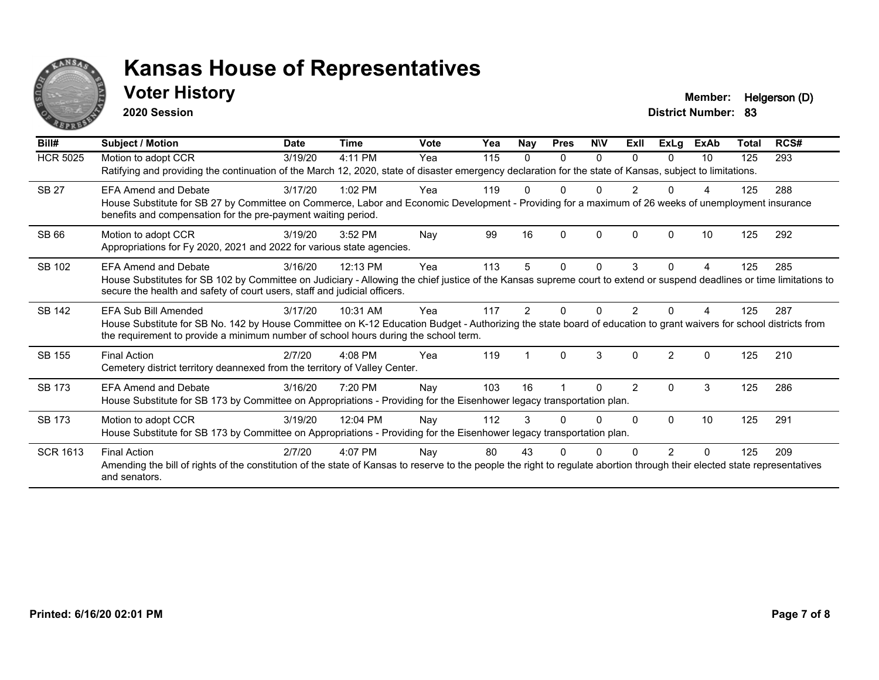# Kansas House of Representatives

## Voter History

**2020 Session**

**Member:** Helgerson (D)
**District Number:** 83

| Bill# | Subject / Motion | Date | Time | Vote | Yea | Nay | Pres | N\V | ExII | ExLg | ExAb | Total | RCS# |
|---|---|---|---|---|---|---|---|---|---|---|---|---|---|
| HCR 5025 | Motion to adopt CCR | 3/19/20 | 4:11 PM | Yea | 115 | 0 | 0 | 0 | 0 | 0 | 10 | 125 | 293 |
| | Ratifying and providing the continuation of the March 12, 2020, state of disaster emergency declaration for the state of Kansas, subject to limitations. | | | | | | | | | | | | |
| SB 27 | EFA Amend and Debate | 3/17/20 | 1:02 PM | Yea | 119 | 0 | 0 | 0 | 2 | 0 | 4 | 125 | 288 |
| | House Substitute for SB 27 by Committee on Commerce, Labor and Economic Development - Providing for a maximum of 26 weeks of unemployment insurance benefits and compensation for the pre-payment waiting period. | | | | | | | | | | | | |
| SB 66 | Motion to adopt CCR | 3/19/20 | 3:52 PM | Nay | 99 | 16 | 0 | 0 | 0 | 0 | 10 | 125 | 292 |
| | Appropriations for Fy 2020, 2021 and 2022 for various state agencies. | | | | | | | | | | | | |
| SB 102 | EFA Amend and Debate | 3/16/20 | 12:13 PM | Yea | 113 | 5 | 0 | 0 | 3 | 0 | 4 | 125 | 285 |
| | House Substitutes for SB 102 by Committee on Judiciary - Allowing the chief justice of the Kansas supreme court to extend or suspend deadlines or time limitations to secure the health and safety of court users, staff and judicial officers. | | | | | | | | | | | | |
| SB 142 | EFA Sub Bill Amended | 3/17/20 | 10:31 AM | Yea | 117 | 2 | 0 | 0 | 2 | 0 | 4 | 125 | 287 |
| | House Substitute for SB No. 142 by House Committee on K-12 Education Budget - Authorizing the state board of education to grant waivers for school districts from the requirement to provide a minimum number of school hours during the school term. | | | | | | | | | | | | |
| SB 155 | Final Action | 2/7/20 | 4:08 PM | Yea | 119 | 1 | 0 | 3 | 0 | 2 | 0 | 125 | 210 |
| | Cemetery district territory deannexed from the territory of Valley Center. | | | | | | | | | | | | |
| SB 173 | EFA Amend and Debate | 3/16/20 | 7:20 PM | Nay | 103 | 16 | 1 | 0 | 2 | 0 | 3 | 125 | 286 |
| | House Substitute for SB 173 by Committee on Appropriations - Providing for the Eisenhower legacy transportation plan. | | | | | | | | | | | | |
| SB 173 | Motion to adopt CCR | 3/19/20 | 12:04 PM | Nay | 112 | 3 | 0 | 0 | 0 | 0 | 10 | 125 | 291 |
| | House Substitute for SB 173 by Committee on Appropriations - Providing for the Eisenhower legacy transportation plan. | | | | | | | | | | | | |
| SCR 1613 | Final Action | 2/7/20 | 4:07 PM | Nay | 80 | 43 | 0 | 0 | 0 | 2 | 0 | 125 | 209 |
| | Amending the bill of rights of the constitution of the state of Kansas to reserve to the people the right to regulate abortion through their elected state representatives and senators. | | | | | | | | | | | | |

Printed: 6/16/20 02:01 PM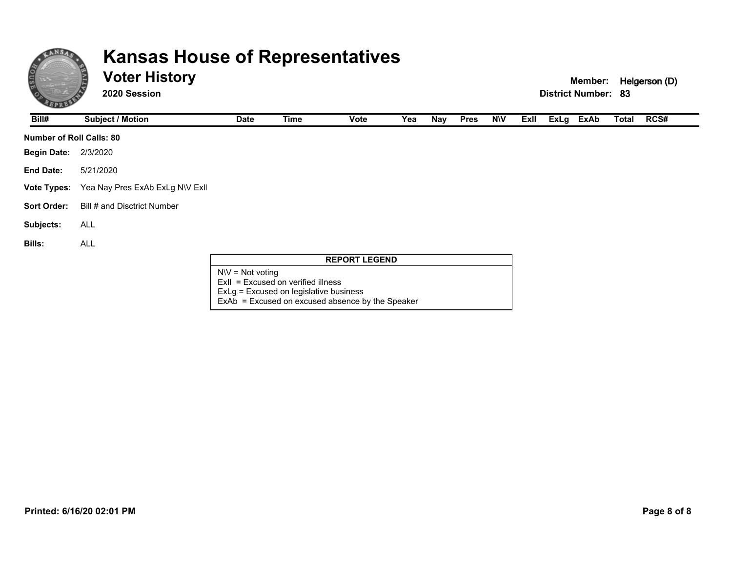# Kansas House of Representatives

## Voter History

**2020 Session**

**Member:** Helgerson (D)
**District Number:** 83

| Bill# | Subject / Motion | Date | Time | Vote | Yea | Nay | Pres | N\V | ExIl | ExLg | ExAb | Total | RCS# |
|---|---|---|---|---|---|---|---|---|---|---|---|---|---|

**Number of Roll Calls: 80**

**Begin Date:** 2/3/2020

**End Date:** 5/21/2020

**Vote Types:** Yea Nay Pres ExAb ExLg N\V ExIl

**Sort Order:** Bill # and Disctrict Number

**Subjects:** ALL

**Bills:** ALL

| REPORT LEGEND |
|---|
| N\V = Not voting |
| ExIl = Excused on verified illness |
| ExLg = Excused on legislative business |
| ExAb = Excused on excused absence by the Speaker |

**Printed: 6/16/20 02:01 PM**